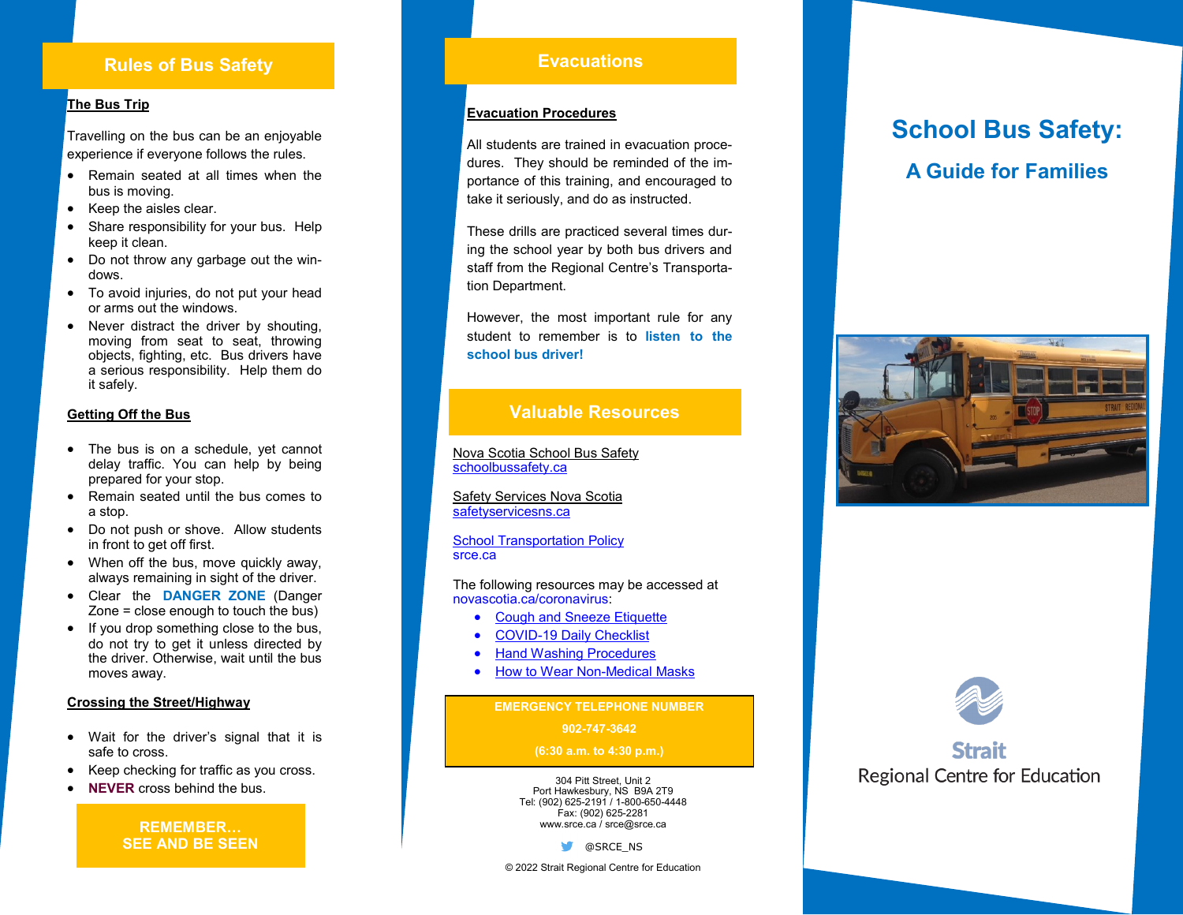## Rules of Bus Safety

**The Bus Trip**

Travelling on the bus can be an enjoyable experience if everyone follows the rules.

- Remain seated at all times when the bus is moving.
- Keep the aisles clear.
- Share responsibility for your bus. Help keep it clean.
- Do not throw any garbage out the windows.
- To avoid injuries, do not put your head or arms out the windows.
- Never distract the driver by shouting, moving from seat to seat, throwing objects, fighting, etc. Bus drivers have a serious responsibility. Help them do it safely.

**Getting Off the Bus**

- The bus is on a schedule, yet cannot delay traffic. You can help by being prepared for your stop.
- Remain seated until the bus comes to a stop.
- Do not push or shove. Allow students in front to get off first.
- When off the bus, move quickly away, always remaining in sight of the driver.
- Clear the **DANGER ZONE** (Danger Zone = close enough to touch the bus)
- If you drop something close to the bus, do not try to get it unless directed by the driver. Otherwise, wait until the bus moves away.

**Crossing the Street/Highway**

- Wait for the driver's signal that it is safe to cross.
- Keep checking for traffic as you cross.
- **NEVER** cross behind the bus.

**REMEMBER… SEE AND BE SEEN**

## Evacuations

**Evacuation Procedures**

All students are trained in evacuation procedures. They should be reminded of the importance of this training, and encouraged to take it seriously, and do as instructed.

These drills are practiced several times during the school year by both bus drivers and staff from the Regional Centre's Transportation Department.

However, the most important rule for any student to remember is to **listen to the school bus driver!**

## Valuable Resources

Nova Scotia School Bus Safety
schoolbussafety.ca

Safety Services Nova Scotia
safetyservicesns.ca

School Transportation Policy
srce.ca

The following resources may be accessed at novascotia.ca/coronavirus:

- Cough and Sneeze Etiquette
- COVID-19 Daily Checklist
- Hand Washing Procedures
- How to Wear Non-Medical Masks

**EMERGENCY TELEPHONE NUMBER**
**902-747-3642**
**(6:30 a.m. to 4:30 p.m.)**

304 Pitt Street, Unit 2
Port Hawkesbury, NS B9A 2T9
Tel: (902) 625-2191 / 1-800-650-4448
Fax: (902) 625-2281
www.srce.ca / srce@srce.ca

@SRCE_NS

© 2022 Strait Regional Centre for Education

# School Bus Safety:

## A Guide for Families

Strait
Regional Centre for Education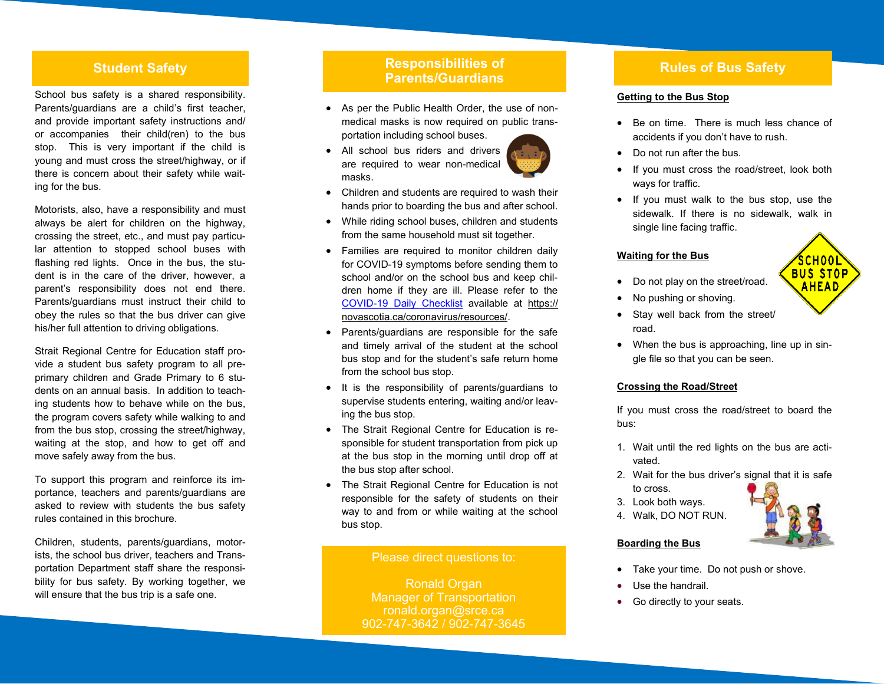## Student Safety

School bus safety is a shared responsibility. Parents/guardians are a child's first teacher, and provide important safety instructions and/ or accompanies their child(ren) to the bus stop. This is very important if the child is young and must cross the street/highway, or if there is concern about their safety while waiting for the bus.

Motorists, also, have a responsibility and must always be alert for children on the highway, crossing the street, etc., and must pay particular attention to stopped school buses with flashing red lights. Once in the bus, the student is in the care of the driver, however, a parent's responsibility does not end there. Parents/guardians must instruct their child to obey the rules so that the bus driver can give his/her full attention to driving obligations.

Strait Regional Centre for Education staff provide a student bus safety program to all pre-primary children and Grade Primary to 6 students on an annual basis. In addition to teaching students how to behave while on the bus, the program covers safety while walking to and from the bus stop, crossing the street/highway, waiting at the stop, and how to get off and move safely away from the bus.

To support this program and reinforce its importance, teachers and parents/guardians are asked to review with students the bus safety rules contained in this brochure.

Children, students, parents/guardians, motorists, the school bus driver, teachers and Transportation Department staff share the responsibility for bus safety. By working together, we will ensure that the bus trip is a safe one.

## Responsibilities of Parents/Guardians

- As per the Public Health Order, the use of non-medical masks is now required on public transportation including school buses.
- All school bus riders and drivers are required to wear non-medical masks.
- Children and students are required to wash their hands prior to boarding the bus and after school.
- While riding school buses, children and students from the same household must sit together.
- Families are required to monitor children daily for COVID-19 symptoms before sending them to school and/or on the school bus and keep children home if they are ill. Please refer to the COVID-19 Daily Checklist available at https://novascotia.ca/coronavirus/resources/.
- Parents/guardians are responsible for the safe and timely arrival of the student at the school bus stop and for the student's safe return home from the school bus stop.
- It is the responsibility of parents/guardians to supervise students entering, waiting and/or leaving the bus stop.
- The Strait Regional Centre for Education is responsible for student transportation from pick up at the bus stop in the morning until drop off at the bus stop after school.
- The Strait Regional Centre for Education is not responsible for the safety of students on their way to and from or while waiting at the school bus stop.

Please direct questions to:

Ronald Organ
Manager of Transportation
ronald.organ@srce.ca
902-747-3642 / 902-747-3645

## Rules of Bus Safety

### Getting to the Bus Stop

- Be on time. There is much less chance of accidents if you don't have to rush.
- Do not run after the bus.
- If you must cross the road/street, look both ways for traffic.
- If you must walk to the bus stop, use the sidewalk. If there is no sidewalk, walk in single line facing traffic.

### Waiting for the Bus

- Do not play on the street/road.
- No pushing or shoving.
- Stay well back from the street/ road.
- When the bus is approaching, line up in single file so that you can be seen.

### Crossing the Road/Street

If you must cross the road/street to board the bus:

1. Wait until the red lights on the bus are activated.
2. Wait for the bus driver's signal that it is safe to cross.
3. Look both ways.
4. Walk, DO NOT RUN.

### Boarding the Bus

- Take your time. Do not push or shove.
- Use the handrail.
- Go directly to your seats.